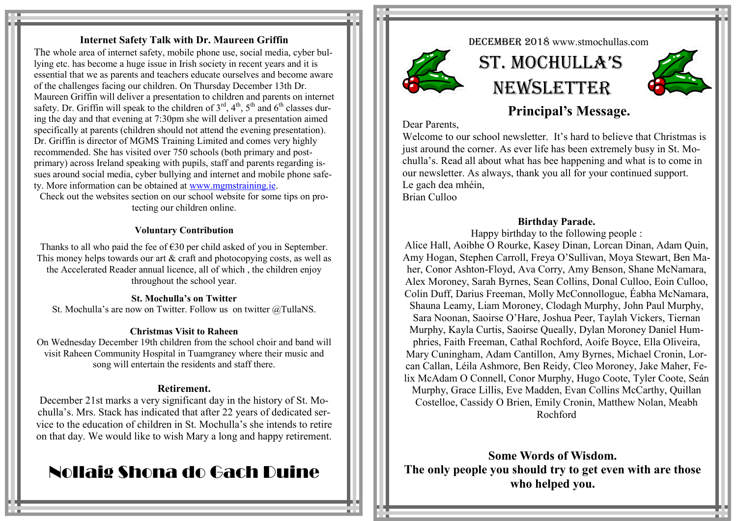DECEMBER 2018 www.stmochullas.com

# ST. MOCHULLA'S NEWSLETTER

## Principal's Message.

Dear Parents,

Welcome to our school newsletter. It's hard to believe that Christmas is just around the corner. As ever life has been extremely busy in St. Mochulla's. Read all about what has bee happening and what is to come in our newsletter. As always, thank you all for your continued support.

Le gach dea mhéin,

Brian Culloo

### Birthday Parade.

Happy birthday to the following people :

Alice Hall, Aoibhe O Rourke, Kasey Dinan, Lorcan Dinan, Adam Quin, Amy Hogan, Stephen Carroll, Freya O'Sullivan, Moya Stewart, Ben Maher, Conor Ashton-Floyd, Ava Corry, Amy Benson, Shane McNamara, Alex Moroney, Sarah Byrnes, Sean Collins, Donal Culloo, Eoin Culloo, Colin Duff, Darius Freeman, Molly McConnollogue, Éabha McNamara, Shauna Leamy, Liam Moroney, Clodagh Murphy, John Paul Murphy, Sara Noonan, Saoirse O'Hare, Joshua Peer, Taylah Vickers, Tiernan Murphy, Kayla Curtis, Saoirse Queally, Dylan Moroney Daniel Humphries, Faith Freeman, Cathal Rochford, Aoife Boyce, Ella Oliveira, Mary Cuningham, Adam Cantillon, Amy Byrnes, Michael Cronin, Lorcan Callan, Léila Ashmore, Ben Reidy, Cleo Moroney, Jake Maher, Felix McAdam O Connell, Conor Murphy, Hugo Coote, Tyler Coote, Seán Murphy, Grace Lillis, Eve Madden, Evan Collins McCarthy, Quillan Costelloe, Cassidy O Brien, Emily Cronin, Matthew Nolan, Meabh Rochford

### Some Words of Wisdom.

**The only people you should try to get even with are those who helped you.**

### Internet Safety Talk with Dr. Maureen Griffin

The whole area of internet safety, mobile phone use, social media, cyber bullying etc. has become a huge issue in Irish society in recent years and it is essential that we as parents and teachers educate ourselves and become aware of the challenges facing our children. On Thursday December 13th Dr. Maureen Griffin will deliver a presentation to children and parents on internet safety. Dr. Griffin will speak to the children of 3rd, 4th, 5th and 6th classes during the day and that evening at 7:30pm she will deliver a presentation aimed specifically at parents (children should not attend the evening presentation). Dr. Griffin is director of MGMS Training Limited and comes very highly recommended. She has visited over 750 schools (both primary and post-primary) across Ireland speaking with pupils, staff and parents regarding issues around social media, cyber bullying and internet and mobile phone safety. More information can be obtained at www.mgmstraining.ie.

Check out the websites section on our school website for some tips on protecting our children online.

### Voluntary Contribution

Thanks to all who paid the fee of €30 per child asked of you in September. This money helps towards our art & craft and photocopying costs, as well as the Accelerated Reader annual licence, all of which , the children enjoy throughout the school year.

### St. Mochulla's on Twitter

St. Mochulla's are now on Twitter. Follow us on twitter @TullaNS.

### Christmas Visit to Raheen

On Wednesday December 19th children from the school choir and band will visit Raheen Community Hospital in Tuamgraney where their music and song will entertain the residents and staff there.

### Retirement.

December 21st marks a very significant day in the history of St. Mochulla's. Mrs. Stack has indicated that after 22 years of dedicated service to the education of children in St. Mochulla's she intends to retire on that day. We would like to wish Mary a long and happy retirement.

# Nollaig Shona do Gach Duine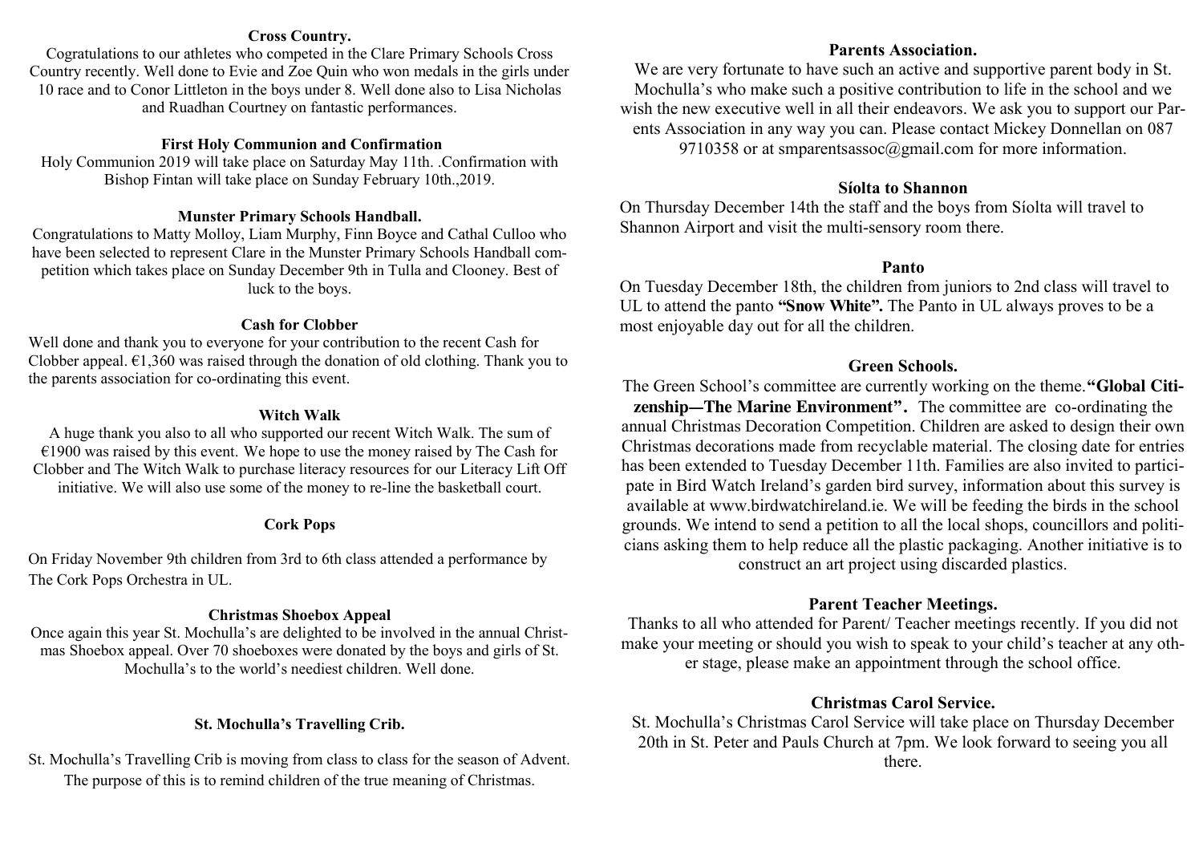### Cross Country.

Cogratulations to our athletes who competed in the Clare Primary Schools Cross Country recently. Well done to Evie and Zoe Quin who won medals in the girls under 10 race and to Conor Littleton in the boys under 8. Well done also to Lisa Nicholas and Ruadhan Courtney on fantastic performances.

### First Holy Communion and Confirmation

Holy Communion 2019 will take place on Saturday May 11th. .Confirmation with Bishop Fintan will take place on Sunday February 10th.,2019.

### Munster Primary Schools Handball.

Congratulations to Matty Molloy, Liam Murphy, Finn Boyce and Cathal Culloo who have been selected to represent Clare in the Munster Primary Schools Handball competition which takes place on Sunday December 9th in Tulla and Clooney. Best of luck to the boys.

### Cash for Clobber

Well done and thank you to everyone for your contribution to the recent Cash for Clobber appeal. €1,360 was raised through the donation of old clothing. Thank you to the parents association for co-ordinating this event.

### Witch Walk

A huge thank you also to all who supported our recent Witch Walk. The sum of €1900 was raised by this event. We hope to use the money raised by The Cash for Clobber and The Witch Walk to purchase literacy resources for our Literacy Lift Off initiative. We will also use some of the money to re-line the basketball court.

### Cork Pops

On Friday November 9th children from 3rd to 6th class attended a performance by The Cork Pops Orchestra in UL.

### Christmas Shoebox Appeal

Once again this year St. Mochulla's are delighted to be involved in the annual Christmas Shoebox appeal. Over 70 shoeboxes were donated by the boys and girls of St. Mochulla's to the world's neediest children. Well done.

### St. Mochulla's Travelling Crib.

St. Mochulla's Travelling Crib is moving from class to class for the season of Advent. The purpose of this is to remind children of the true meaning of Christmas.

### Parents Association.

We are very fortunate to have such an active and supportive parent body in St. Mochulla's who make such a positive contribution to life in the school and we wish the new executive well in all their endeavors. We ask you to support our Parents Association in any way you can. Please contact Mickey Donnellan on 087 9710358 or at smparentsassoc@gmail.com for more information.

### Síolta to Shannon

On Thursday December 14th the staff and the boys from Síolta will travel to Shannon Airport and visit the multi-sensory room there.

### Panto

On Tuesday December 18th, the children from juniors to 2nd class will travel to UL to attend the panto **"Snow White".** The Panto in UL always proves to be a most enjoyable day out for all the children.

### Green Schools.

The Green School's committee are currently working on the theme.**"Global Citizenship—The Marine Environment".** The committee are co-ordinating the annual Christmas Decoration Competition. Children are asked to design their own Christmas decorations made from recyclable material. The closing date for entries has been extended to Tuesday December 11th. Families are also invited to participate in Bird Watch Ireland's garden bird survey, information about this survey is available at www.birdwatchireland.ie. We will be feeding the birds in the school grounds. We intend to send a petition to all the local shops, councillors and politicians asking them to help reduce all the plastic packaging. Another initiative is to construct an art project using discarded plastics.

### Parent Teacher Meetings.

Thanks to all who attended for Parent/ Teacher meetings recently. If you did not make your meeting or should you wish to speak to your child's teacher at any other stage, please make an appointment through the school office.

### Christmas Carol Service.

St. Mochulla's Christmas Carol Service will take place on Thursday December 20th in St. Peter and Pauls Church at 7pm. We look forward to seeing you all there.